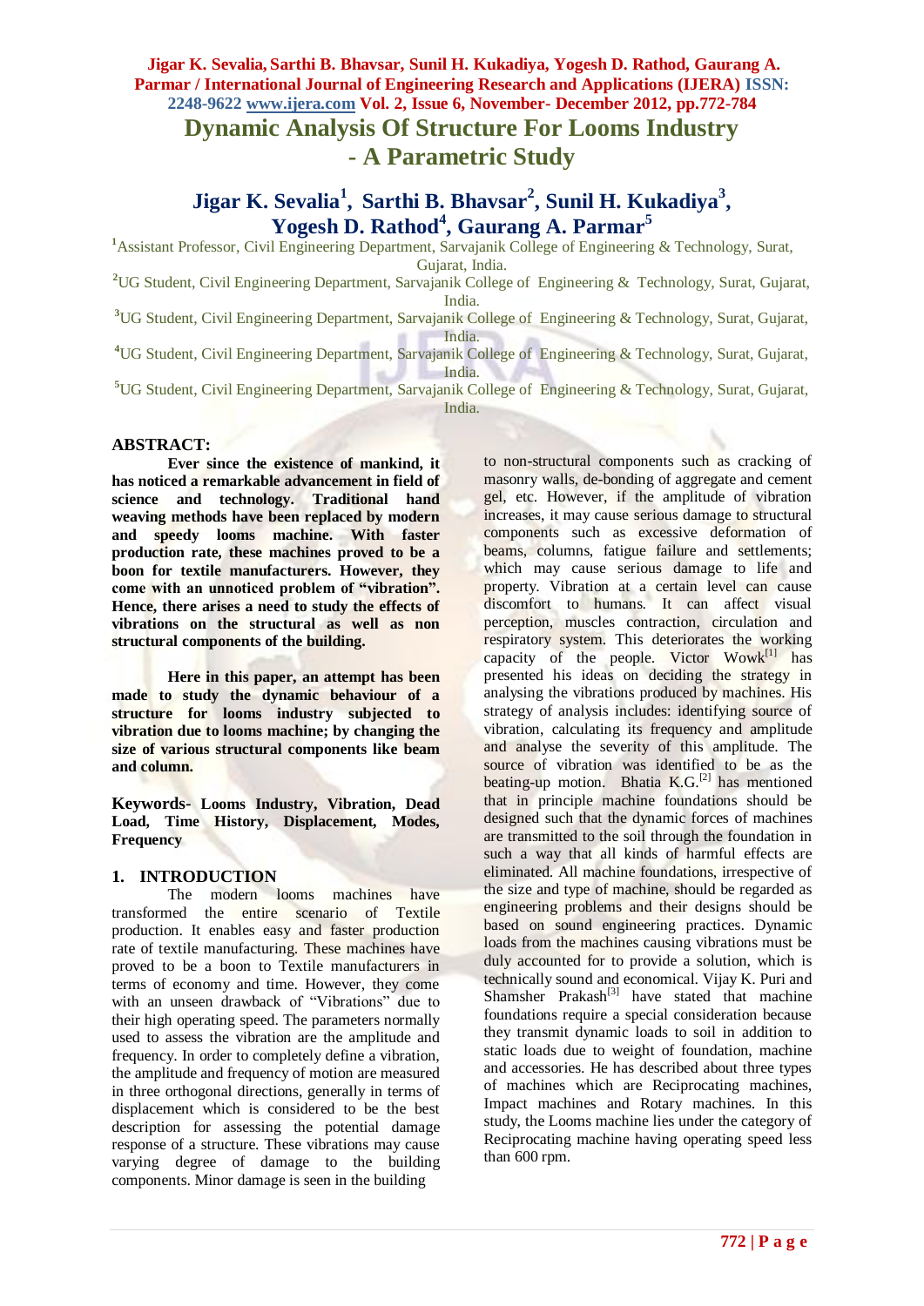# Dynamic Analysis Of Structure For Looms Industry - A Parametric Study

**Jigar K. Sevalia[1], Sarthi B. Bhavsar[2], Sunil H. Kukadiya[3], Yogesh D. Rathod[4], Gaurang A. Parmar[5]**

[1]Assistant Professor, Civil Engineering Department, Sarvajanik College of Engineering & Technology, Surat, Gujarat, India.

[2]UG Student, Civil Engineering Department, Sarvajanik College of Engineering & Technology, Surat, Gujarat, India.

[3]UG Student, Civil Engineering Department, Sarvajanik College of Engineering & Technology, Surat, Gujarat, India.

[4]UG Student, Civil Engineering Department, Sarvajanik College of Engineering & Technology, Surat, Gujarat, India.

[5]UG Student, Civil Engineering Department, Sarvajanik College of Engineering & Technology, Surat, Gujarat, India.

## ABSTRACT:

**Ever since the existence of mankind, it has noticed a remarkable advancement in field of science and technology. Traditional hand weaving methods have been replaced by modern and speedy looms machine. With faster production rate, these machines proved to be a boon for textile manufacturers. However, they come with an unnoticed problem of "vibration". Hence, there arises a need to study the effects of vibrations on the structural as well as non structural components of the building.**

**Here in this paper, an attempt has been made to study the dynamic behaviour of a structure for looms industry subjected to vibration due to looms machine; by changing the size of various structural components like beam and column.**

**Keywords- Looms Industry, Vibration, Dead Load, Time History, Displacement, Modes, Frequency**

## 1. INTRODUCTION

The modern looms machines have transformed the entire scenario of Textile production. It enables easy and faster production rate of textile manufacturing. These machines have proved to be a boon to Textile manufacturers in terms of economy and time. However, they come with an unseen drawback of "Vibrations" due to their high operating speed. The parameters normally used to assess the vibration are the amplitude and frequency. In order to completely define a vibration, the amplitude and frequency of motion are measured in three orthogonal directions, generally in terms of displacement which is considered to be the best description for assessing the potential damage response of a structure. These vibrations may cause varying degree of damage to the building components. Minor damage is seen in the building to non-structural components such as cracking of masonry walls, de-bonding of aggregate and cement gel, etc. However, if the amplitude of vibration increases, it may cause serious damage to structural components such as excessive deformation of beams, columns, fatigue failure and settlements; which may cause serious damage to life and property. Vibration at a certain level can cause discomfort to humans. It can affect visual perception, muscles contraction, circulation and respiratory system. This deteriorates the working capacity of the people. Victor Wowk[1] has presented his ideas on deciding the strategy in analysing the vibrations produced by machines. His strategy of analysis includes: identifying source of vibration, calculating its frequency and amplitude and analyse the severity of this amplitude. The source of vibration was identified to be as the beating-up motion. Bhatia K.G.[2] has mentioned that in principle machine foundations should be designed such that the dynamic forces of machines are transmitted to the soil through the foundation in such a way that all kinds of harmful effects are eliminated. All machine foundations, irrespective of the size and type of machine, should be regarded as engineering problems and their designs should be based on sound engineering practices. Dynamic loads from the machines causing vibrations must be duly accounted for to provide a solution, which is technically sound and economical. Vijay K. Puri and Shamsher Prakash[3] have stated that machine foundations require a special consideration because they transmit dynamic loads to soil in addition to static loads due to weight of foundation, machine and accessories. He has described about three types of machines which are Reciprocating machines, Impact machines and Rotary machines. In this study, the Looms machine lies under the category of Reciprocating machine having operating speed less than 600 rpm.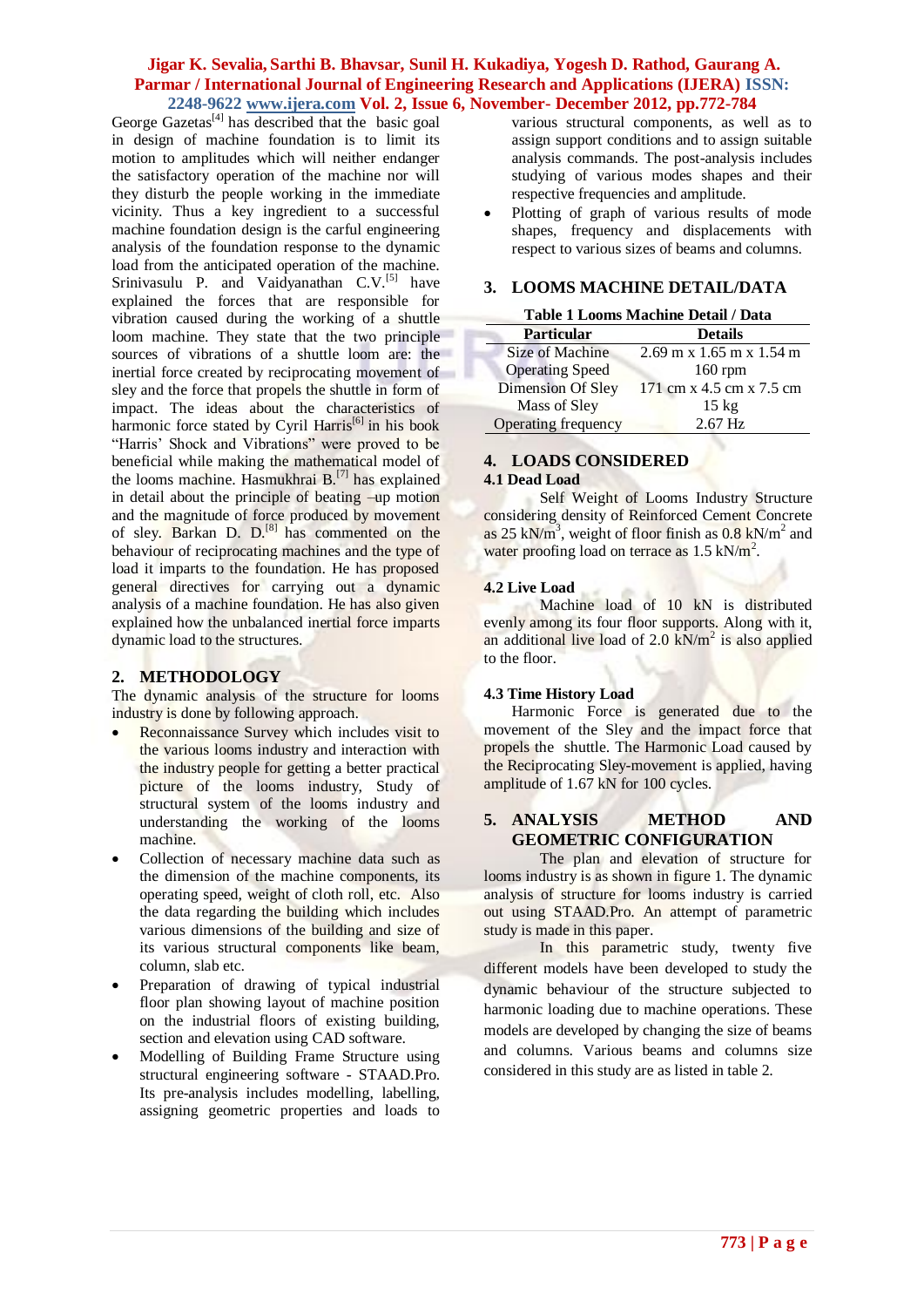George Gazetas[4] has described that the basic goal in design of machine foundation is to limit its motion to amplitudes which will neither endanger the satisfactory operation of the machine nor will they disturb the people working in the immediate vicinity. Thus a key ingredient to a successful machine foundation design is the carful engineering analysis of the foundation response to the dynamic load from the anticipated operation of the machine. Srinivasulu P. and Vaidyanathan C.V.[5] have explained the forces that are responsible for vibration caused during the working of a shuttle loom machine. They state that the two principle sources of vibrations of a shuttle loom are: the inertial force created by reciprocating movement of sley and the force that propels the shuttle in form of impact. The ideas about the characteristics of harmonic force stated by Cyril Harris[6] in his book "Harris' Shock and Vibrations" were proved to be beneficial while making the mathematical model of the looms machine. Hasmukhrai B.[7] has explained in detail about the principle of beating –up motion and the magnitude of force produced by movement of sley. Barkan D. D.[8] has commented on the behaviour of reciprocating machines and the type of load it imparts to the foundation. He has proposed general directives for carrying out a dynamic analysis of a machine foundation. He has also given explained how the unbalanced inertial force imparts dynamic load to the structures.

## 2. METHODOLOGY

The dynamic analysis of the structure for looms industry is done by following approach.

- Reconnaissance Survey which includes visit to the various looms industry and interaction with the industry people for getting a better practical picture of the looms industry, Study of structural system of the looms industry and understanding the working of the looms machine.
- Collection of necessary machine data such as the dimension of the machine components, its operating speed, weight of cloth roll, etc. Also the data regarding the building which includes various dimensions of the building and size of its various structural components like beam, column, slab etc.
- Preparation of drawing of typical industrial floor plan showing layout of machine position on the industrial floors of existing building, section and elevation using CAD software.
- Modelling of Building Frame Structure using structural engineering software - STAAD.Pro. Its pre-analysis includes modelling, labelling, assigning geometric properties and loads to various structural components, as well as to assign support conditions and to assign suitable analysis commands. The post-analysis includes studying of various modes shapes and their respective frequencies and amplitude.
- Plotting of graph of various results of mode shapes, frequency and displacements with respect to various sizes of beams and columns.

## 3. LOOMS MACHINE DETAIL/DATA

**Table 1 Looms Machine Detail / Data**

| Particular | Details |
|---|---|
| Size of Machine | 2.69 m x 1.65 m x 1.54 m |
| Operating Speed | 160 rpm |
| Dimension Of Sley | 171 cm x 4.5 cm x 7.5 cm |
| Mass of Sley | 15 kg |
| Operating frequency | 2.67 Hz |

## 4. LOADS CONSIDERED

### 4.1 Dead Load

Self Weight of Looms Industry Structure considering density of Reinforced Cement Concrete as 25 $kN/m^3$, weight of floor finish as 0.8 $kN/m^2$ and water proofing load on terrace as 1.5 $kN/m^2$.

### 4.2 Live Load

Machine load of 10 kN is distributed evenly among its four floor supports. Along with it, an additional live load of 2.0 $kN/m^2$ is also applied to the floor.

### 4.3 Time History Load

Harmonic Force is generated due to the movement of the Sley and the impact force that propels the shuttle. The Harmonic Load caused by the Reciprocating Sley-movement is applied, having amplitude of 1.67 kN for 100 cycles.

## 5. ANALYSIS METHOD AND GEOMETRIC CONFIGURATION

The plan and elevation of structure for looms industry is as shown in figure 1. The dynamic analysis of structure for looms industry is carried out using STAAD.Pro. An attempt of parametric study is made in this paper.

In this parametric study, twenty five different models have been developed to study the dynamic behaviour of the structure subjected to harmonic loading due to machine operations. These models are developed by changing the size of beams and columns. Various beams and columns size considered in this study are as listed in table 2.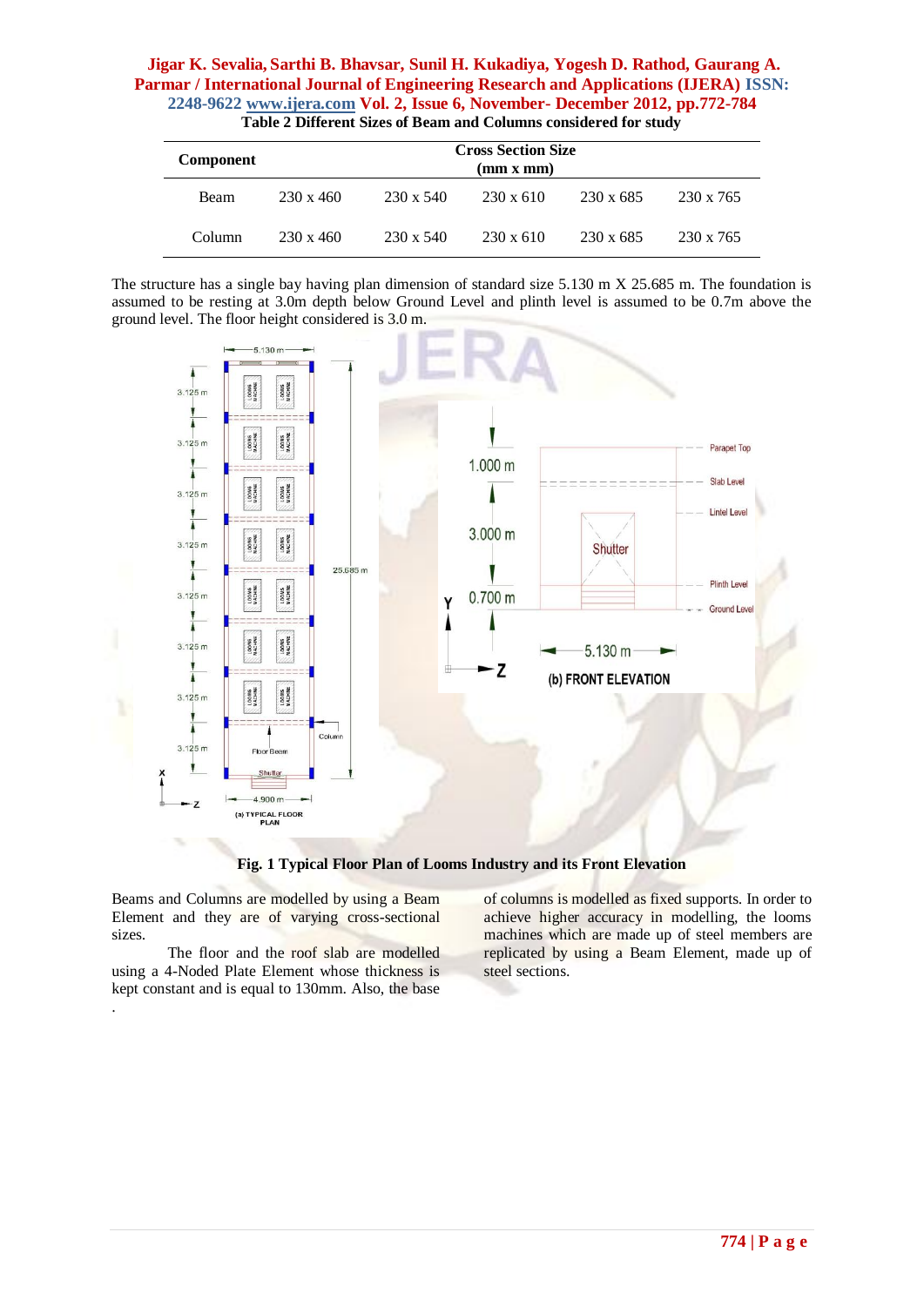Table 2 Different Sizes of Beam and Columns considered for study

| Component | Cross Section Size (mm x mm) | | | | |
|---|---|---|---|---|---|
| Beam | 230 x 460 | 230 x 540 | 230 x 610 | 230 x 685 | 230 x 765 |
| Column | 230 x 460 | 230 x 540 | 230 x 610 | 230 x 685 | 230 x 765 |

The structure has a single bay having plan dimension of standard size 5.130 m X 25.685 m. The foundation is assumed to be resting at 3.0m depth below Ground Level and plinth level is assumed to be 0.7m above the ground level. The floor height considered is 3.0 m.

Fig. 1 Typical Floor Plan of Looms Industry and its Front Elevation

Beams and Columns are modelled by using a Beam Element and they are of varying cross-sectional sizes.

The floor and the roof slab are modelled using a 4-Noded Plate Element whose thickness is kept constant and is equal to 130mm. Also, the base of columns is modelled as fixed supports. In order to achieve higher accuracy in modelling, the looms machines which are made up of steel members are replicated by using a Beam Element, made up of steel sections.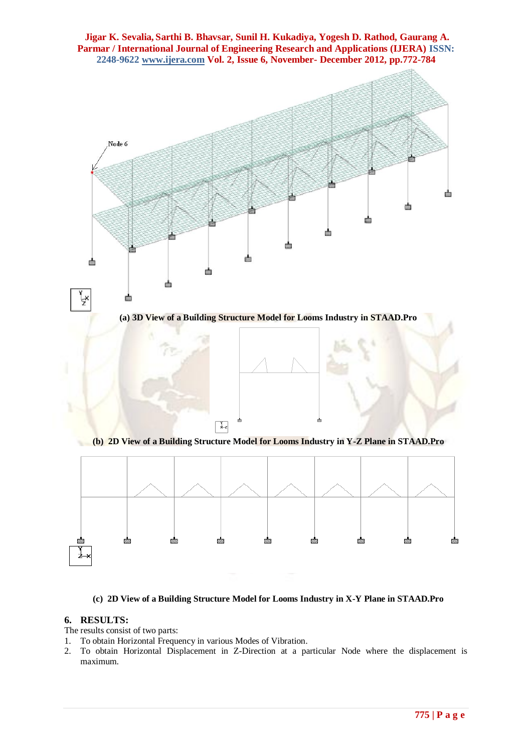(a) 3D View of a Building Structure Model for Looms Industry in STAAD.Pro

(b) 2D View of a Building Structure Model for Looms Industry in Y-Z Plane in STAAD.Pro

(c) 2D View of a Building Structure Model for Looms Industry in X-Y Plane in STAAD.Pro

## 6. RESULTS:

The results consist of two parts:

1. To obtain Horizontal Frequency in various Modes of Vibration.
2. To obtain Horizontal Displacement in Z-Direction at a particular Node where the displacement is maximum.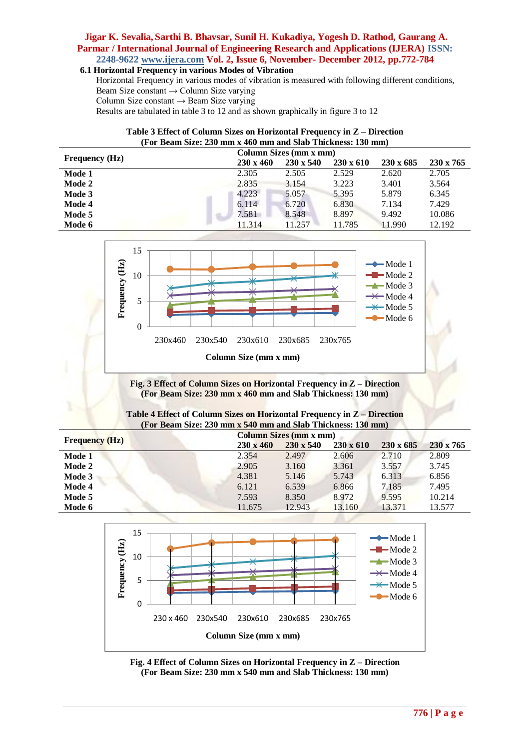### 6.1 Horizontal Frequency in various Modes of Vibration

Horizontal Frequency in various modes of vibration is measured with following different conditions,

Beam Size constant → Column Size varying

Column Size constant → Beam Size varying

Results are tabulated in table 3 to 12 and as shown graphically in figure 3 to 12

**Table 3 Effect of Column Sizes on Horizontal Frequency in Z – Direction**
**(For Beam Size: 230 mm x 460 mm and Slab Thickness: 130 mm)**

| Frequency (Hz) | Column Sizes (mm x mm) | | | | |
|---|---|---|---|---|---|
| | 230 x 460 | 230 x 540 | 230 x 610 | 230 x 685 | 230 x 765 |
| **Mode 1** | 2.305 | 2.505 | 2.529 | 2.620 | 2.705 |
| **Mode 2** | 2.835 | 3.154 | 3.223 | 3.401 | 3.564 |
| **Mode 3** | 4.223 | 5.057 | 5.395 | 5.879 | 6.345 |
| **Mode 4** | 6.114 | 6.720 | 6.830 | 7.134 | 7.429 |
| **Mode 5** | 7.581 | 8.548 | 8.897 | 9.492 | 10.086 |
| **Mode 6** | 11.314 | 11.257 | 11.785 | 11.990 | 12.192 |

**Fig. 3 Effect of Column Sizes on Horizontal Frequency in Z – Direction**
**(For Beam Size: 230 mm x 460 mm and Slab Thickness: 130 mm)**

**Table 4 Effect of Column Sizes on Horizontal Frequency in Z – Direction**
**(For Beam Size: 230 mm x 540 mm and Slab Thickness: 130 mm)**

| Frequency (Hz) | Column Sizes (mm x mm) | | | | |
|---|---|---|---|---|---|
| | 230 x 460 | 230 x 540 | 230 x 610 | 230 x 685 | 230 x 765 |
| **Mode 1** | 2.354 | 2.497 | 2.606 | 2.710 | 2.809 |
| **Mode 2** | 2.905 | 3.160 | 3.361 | 3.557 | 3.745 |
| **Mode 3** | 4.381 | 5.146 | 5.743 | 6.313 | 6.856 |
| **Mode 4** | 6.121 | 6.539 | 6.866 | 7.185 | 7.495 |
| **Mode 5** | 7.593 | 8.350 | 8.972 | 9.595 | 10.214 |
| **Mode 6** | 11.675 | 12.943 | 13.160 | 13.371 | 13.577 |

**Fig. 4 Effect of Column Sizes on Horizontal Frequency in Z – Direction**
**(For Beam Size: 230 mm x 540 mm and Slab Thickness: 130 mm)**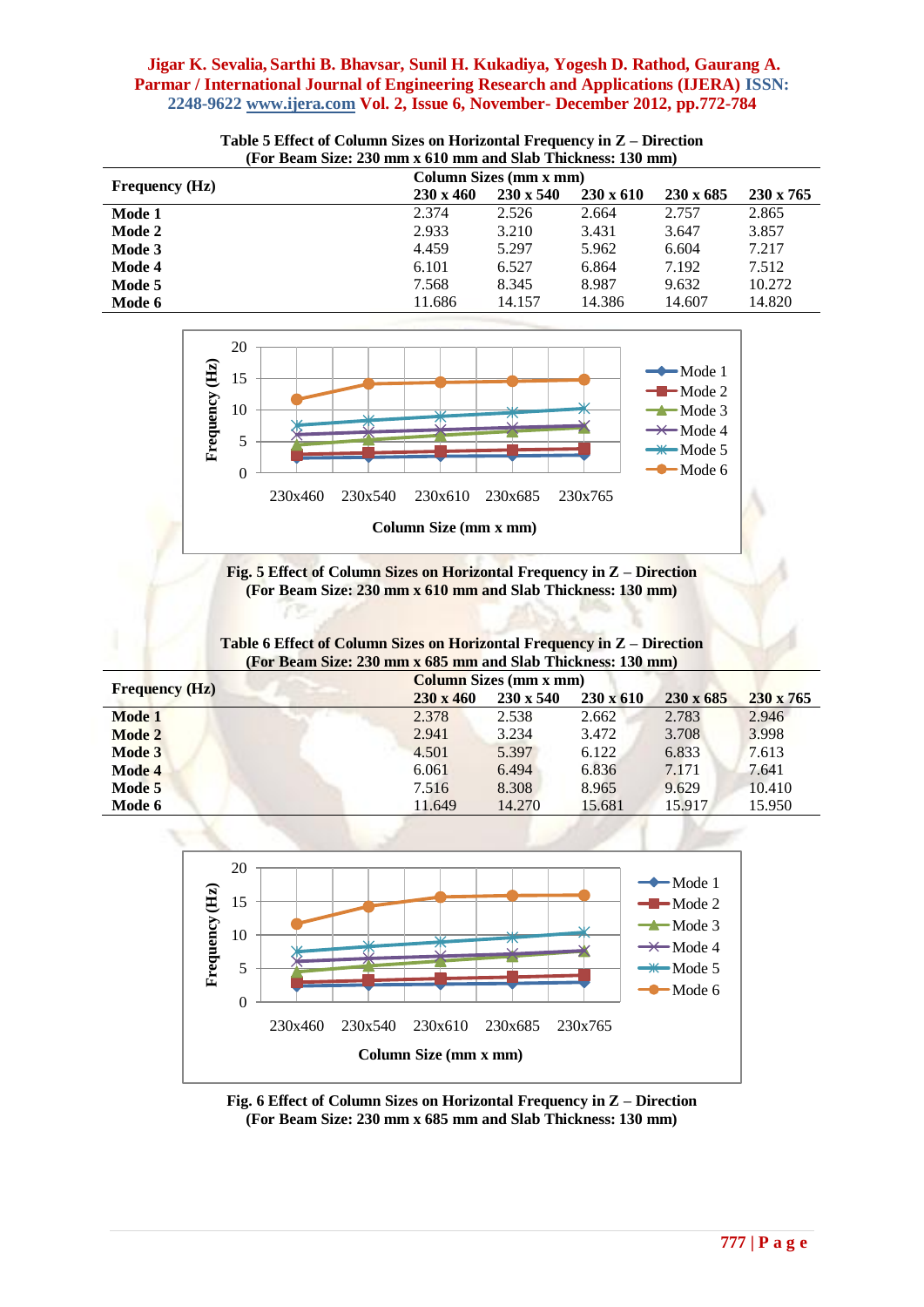Table 5 Effect of Column Sizes on Horizontal Frequency in Z – Direction
(For Beam Size: 230 mm x 610 mm and Slab Thickness: 130 mm)

| Frequency (Hz) | Column Sizes (mm x mm) | | | | |
|---|---|---|---|---|---|
| | 230 x 460 | 230 x 540 | 230 x 610 | 230 x 685 | 230 x 765 |
| **Mode 1** | 2.374 | 2.526 | 2.664 | 2.757 | 2.865 |
| **Mode 2** | 2.933 | 3.210 | 3.431 | 3.647 | 3.857 |
| **Mode 3** | 4.459 | 5.297 | 5.962 | 6.604 | 7.217 |
| **Mode 4** | 6.101 | 6.527 | 6.864 | 7.192 | 7.512 |
| **Mode 5** | 7.568 | 8.345 | 8.987 | 9.632 | 10.272 |
| **Mode 6** | 11.686 | 14.157 | 14.386 | 14.607 | 14.820 |

**Fig. 5 Effect of Column Sizes on Horizontal Frequency in Z – Direction (For Beam Size: 230 mm x 610 mm and Slab Thickness: 130 mm)**

Table 6 Effect of Column Sizes on Horizontal Frequency in Z – Direction
(For Beam Size: 230 mm x 685 mm and Slab Thickness: 130 mm)

| Frequency (Hz) | Column Sizes (mm x mm) | | | | |
|---|---|---|---|---|---|
| | 230 x 460 | 230 x 540 | 230 x 610 | 230 x 685 | 230 x 765 |
| **Mode 1** | 2.378 | 2.538 | 2.662 | 2.783 | 2.946 |
| **Mode 2** | 2.941 | 3.234 | 3.472 | 3.708 | 3.998 |
| **Mode 3** | 4.501 | 5.397 | 6.122 | 6.833 | 7.613 |
| **Mode 4** | 6.061 | 6.494 | 6.836 | 7.171 | 7.641 |
| **Mode 5** | 7.516 | 8.308 | 8.965 | 9.629 | 10.410 |
| **Mode 6** | 11.649 | 14.270 | 15.681 | 15.917 | 15.950 |

**Fig. 6 Effect of Column Sizes on Horizontal Frequency in Z – Direction (For Beam Size: 230 mm x 685 mm and Slab Thickness: 130 mm)**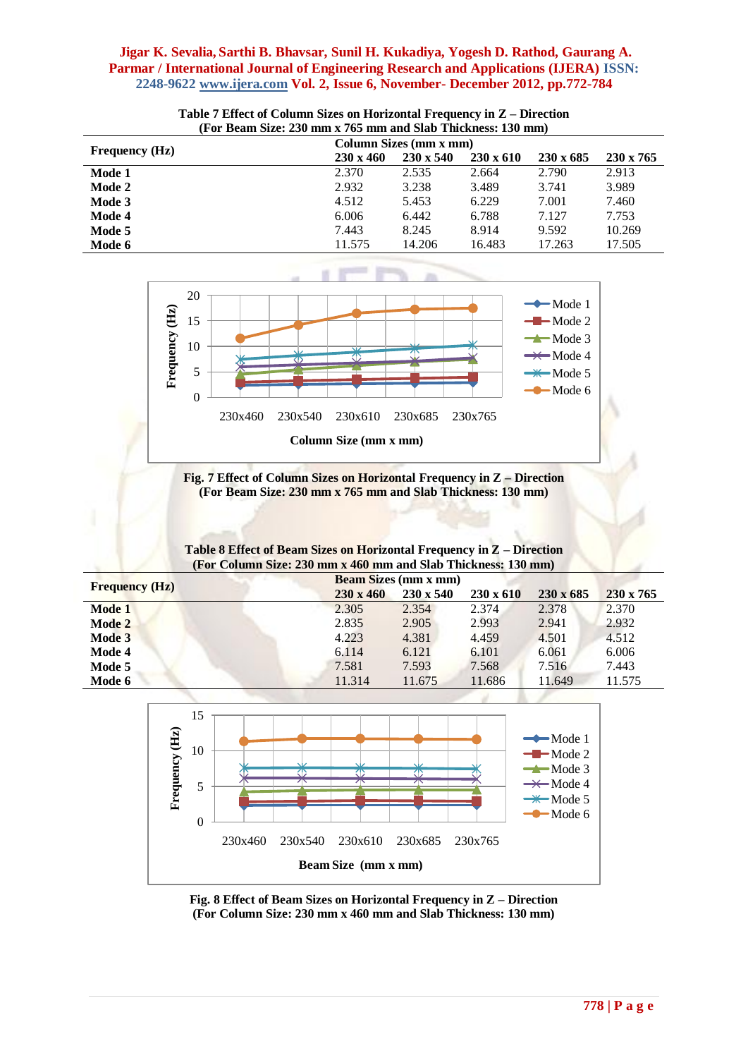**Table 7 Effect of Column Sizes on Horizontal Frequency in Z – Direction (For Beam Size: 230 mm x 765 mm and Slab Thickness: 130 mm)**

| Frequency (Hz) | Column Sizes (mm x mm) | | | | |
|---|---|---|---|---|---|
| | 230 x 460 | 230 x 540 | 230 x 610 | 230 x 685 | 230 x 765 |
| **Mode 1** | 2.370 | 2.535 | 2.664 | 2.790 | 2.913 |
| **Mode 2** | 2.932 | 3.238 | 3.489 | 3.741 | 3.989 |
| **Mode 3** | 4.512 | 5.453 | 6.229 | 7.001 | 7.460 |
| **Mode 4** | 6.006 | 6.442 | 6.788 | 7.127 | 7.753 |
| **Mode 5** | 7.443 | 8.245 | 8.914 | 9.592 | 10.269 |
| **Mode 6** | 11.575 | 14.206 | 16.483 | 17.263 | 17.505 |

**Fig. 7 Effect of Column Sizes on Horizontal Frequency in Z – Direction (For Beam Size: 230 mm x 765 mm and Slab Thickness: 130 mm)**

**Table 8 Effect of Beam Sizes on Horizontal Frequency in Z – Direction (For Column Size: 230 mm x 460 mm and Slab Thickness: 130 mm)**

| Frequency (Hz) | Beam Sizes (mm x mm) | | | | |
|---|---|---|---|---|---|
| | 230 x 460 | 230 x 540 | 230 x 610 | 230 x 685 | 230 x 765 |
| **Mode 1** | 2.305 | 2.354 | 2.374 | 2.378 | 2.370 |
| **Mode 2** | 2.835 | 2.905 | 2.993 | 2.941 | 2.932 |
| **Mode 3** | 4.223 | 4.381 | 4.459 | 4.501 | 4.512 |
| **Mode 4** | 6.114 | 6.121 | 6.101 | 6.061 | 6.006 |
| **Mode 5** | 7.581 | 7.593 | 7.568 | 7.516 | 7.443 |
| **Mode 6** | 11.314 | 11.675 | 11.686 | 11.649 | 11.575 |

**Fig. 8 Effect of Beam Sizes on Horizontal Frequency in Z – Direction (For Column Size: 230 mm x 460 mm and Slab Thickness: 130 mm)**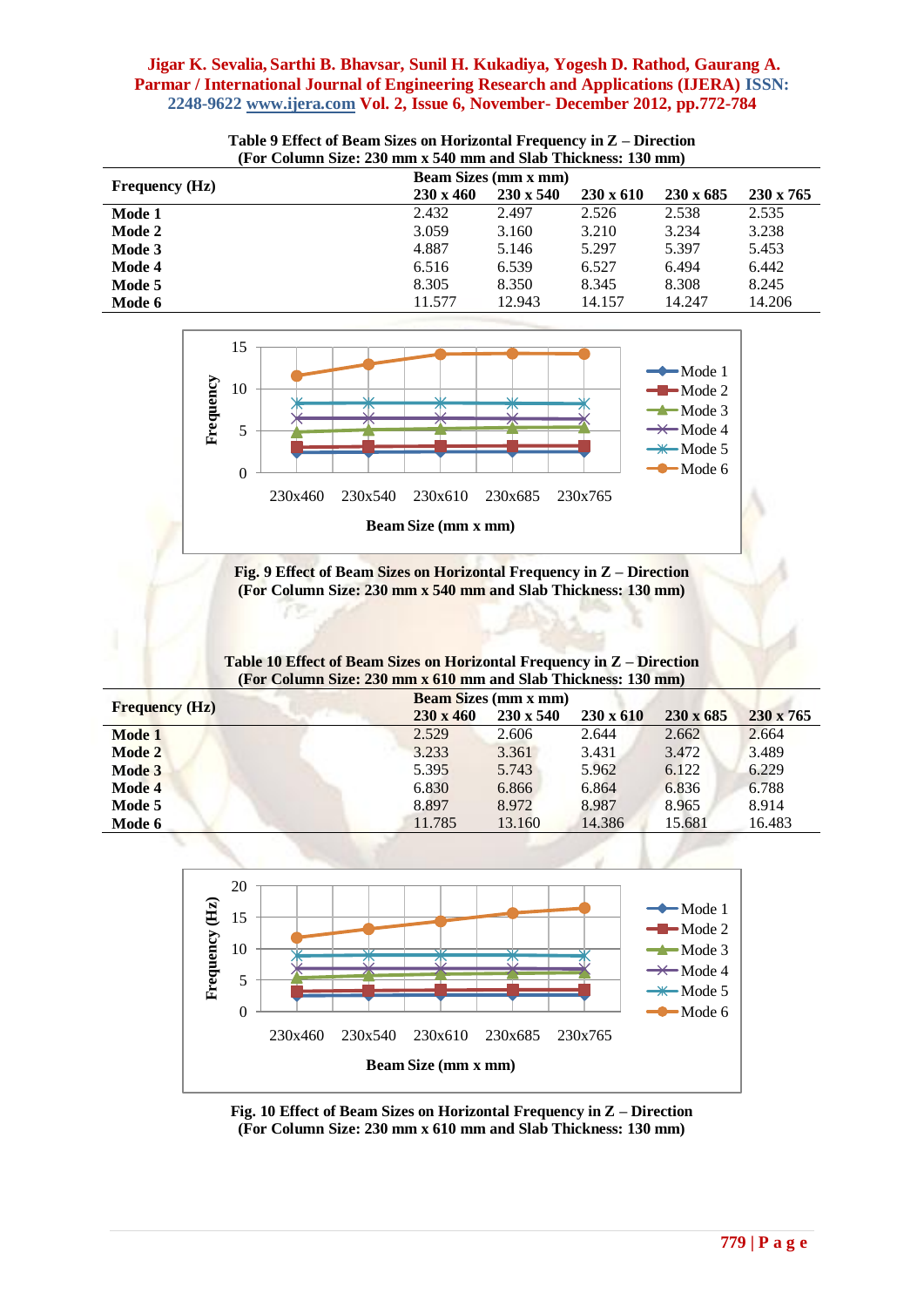**Table 9 Effect of Beam Sizes on Horizontal Frequency in Z – Direction**
**(For Column Size: 230 mm x 540 mm and Slab Thickness: 130 mm)**

| Frequency (Hz) | Beam Sizes (mm x mm) | | | | |
|---|---|---|---|---|---|
| | 230 x 460 | 230 x 540 | 230 x 610 | 230 x 685 | 230 x 765 |
| **Mode 1** | 2.432 | 2.497 | 2.526 | 2.538 | 2.535 |
| **Mode 2** | 3.059 | 3.160 | 3.210 | 3.234 | 3.238 |
| **Mode 3** | 4.887 | 5.146 | 5.297 | 5.397 | 5.453 |
| **Mode 4** | 6.516 | 6.539 | 6.527 | 6.494 | 6.442 |
| **Mode 5** | 8.305 | 8.350 | 8.345 | 8.308 | 8.245 |
| **Mode 6** | 11.577 | 12.943 | 14.157 | 14.247 | 14.206 |

**Fig. 9 Effect of Beam Sizes on Horizontal Frequency in Z – Direction**
**(For Column Size: 230 mm x 540 mm and Slab Thickness: 130 mm)**

**Table 10 Effect of Beam Sizes on Horizontal Frequency in Z – Direction**
**(For Column Size: 230 mm x 610 mm and Slab Thickness: 130 mm)**

| Frequency (Hz) | Beam Sizes (mm x mm) | | | | |
|---|---|---|---|---|---|
| | 230 x 460 | 230 x 540 | 230 x 610 | 230 x 685 | 230 x 765 |
| **Mode 1** | 2.529 | 2.606 | 2.644 | 2.662 | 2.664 |
| **Mode 2** | 3.233 | 3.361 | 3.431 | 3.472 | 3.489 |
| **Mode 3** | 5.395 | 5.743 | 5.962 | 6.122 | 6.229 |
| **Mode 4** | 6.830 | 6.866 | 6.864 | 6.836 | 6.788 |
| **Mode 5** | 8.897 | 8.972 | 8.987 | 8.965 | 8.914 |
| **Mode 6** | 11.785 | 13.160 | 14.386 | 15.681 | 16.483 |

**Fig. 10 Effect of Beam Sizes on Horizontal Frequency in Z – Direction**
**(For Column Size: 230 mm x 610 mm and Slab Thickness: 130 mm)**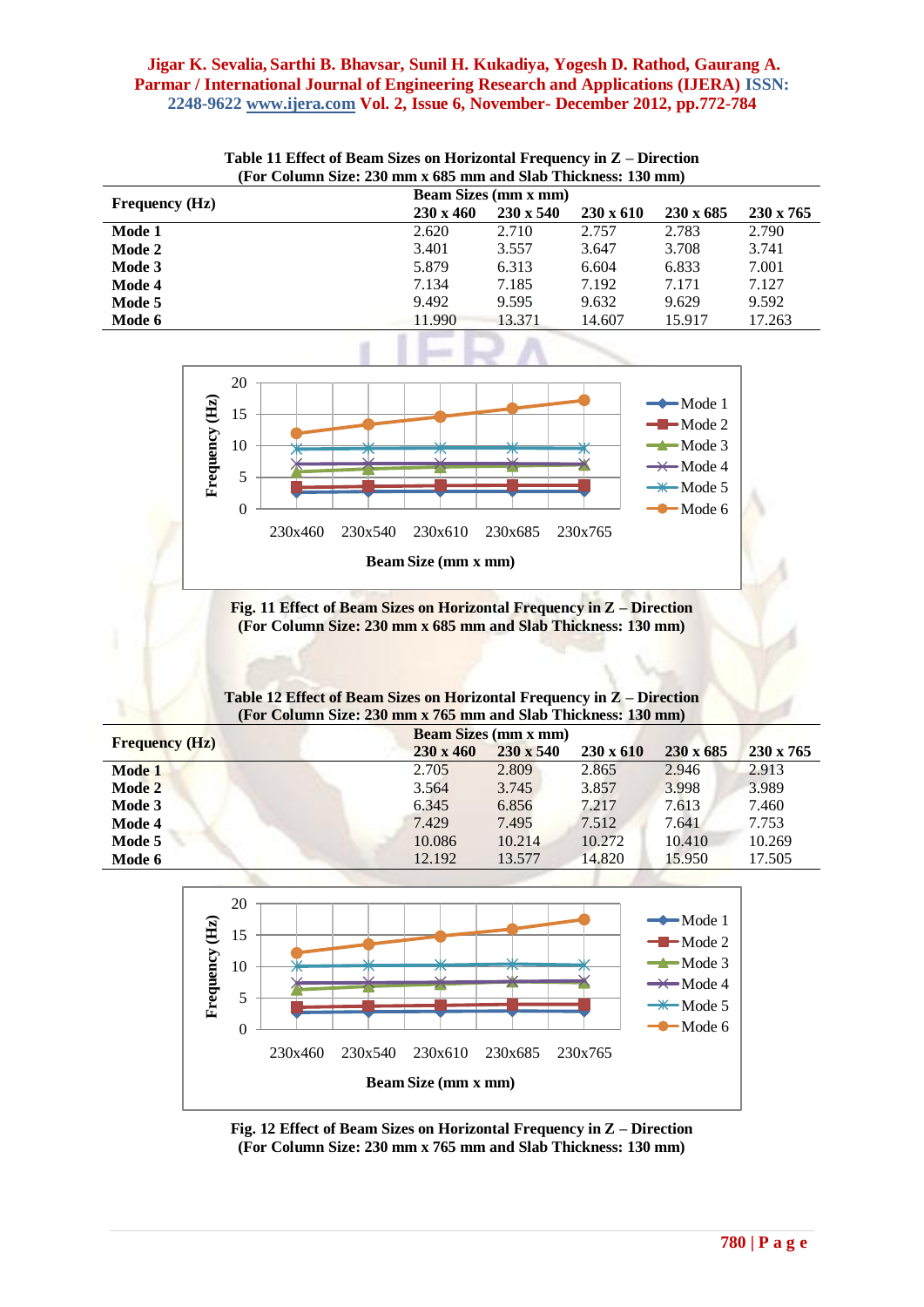**Table 11 Effect of Beam Sizes on Horizontal Frequency in Z – Direction (For Column Size: 230 mm x 685 mm and Slab Thickness: 130 mm)**

| Frequency (Hz) | Beam Sizes (mm x mm) | | | | |
|---|---|---|---|---|---|
| | 230 x 460 | 230 x 540 | 230 x 610 | 230 x 685 | 230 x 765 |
| **Mode 1** | 2.620 | 2.710 | 2.757 | 2.783 | 2.790 |
| **Mode 2** | 3.401 | 3.557 | 3.647 | 3.708 | 3.741 |
| **Mode 3** | 5.879 | 6.313 | 6.604 | 6.833 | 7.001 |
| **Mode 4** | 7.134 | 7.185 | 7.192 | 7.171 | 7.127 |
| **Mode 5** | 9.492 | 9.595 | 9.632 | 9.629 | 9.592 |
| **Mode 6** | 11.990 | 13.371 | 14.607 | 15.917 | 17.263 |

**Fig. 11 Effect of Beam Sizes on Horizontal Frequency in Z – Direction (For Column Size: 230 mm x 685 mm and Slab Thickness: 130 mm)**

**Table 12 Effect of Beam Sizes on Horizontal Frequency in Z – Direction (For Column Size: 230 mm x 765 mm and Slab Thickness: 130 mm)**

| Frequency (Hz) | Beam Sizes (mm x mm) | | | | |
|---|---|---|---|---|---|
| | 230 x 460 | 230 x 540 | 230 x 610 | 230 x 685 | 230 x 765 |
| **Mode 1** | 2.705 | 2.809 | 2.865 | 2.946 | 2.913 |
| **Mode 2** | 3.564 | 3.745 | 3.857 | 3.998 | 3.989 |
| **Mode 3** | 6.345 | 6.856 | 7.217 | 7.613 | 7.460 |
| **Mode 4** | 7.429 | 7.495 | 7.512 | 7.641 | 7.753 |
| **Mode 5** | 10.086 | 10.214 | 10.272 | 10.410 | 10.269 |
| **Mode 6** | 12.192 | 13.577 | 14.820 | 15.950 | 17.505 |

**Fig. 12 Effect of Beam Sizes on Horizontal Frequency in Z – Direction (For Column Size: 230 mm x 765 mm and Slab Thickness: 130 mm)**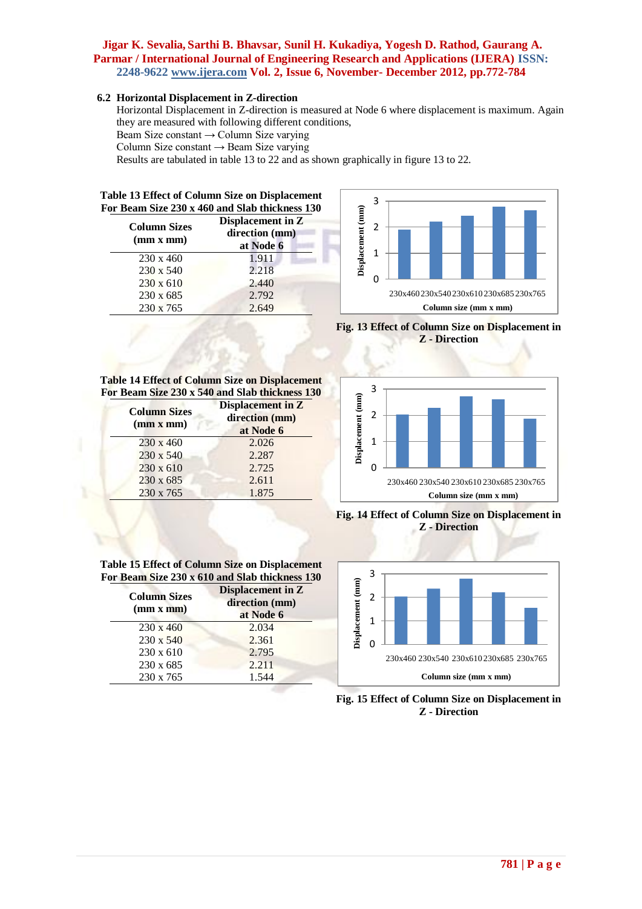### 6.2 Horizontal Displacement in Z-direction

Horizontal Displacement in Z-direction is measured at Node 6 where displacement is maximum. Again they are measured with following different conditions,

Beam Size constant → Column Size varying

Column Size constant → Beam Size varying

Results are tabulated in table 13 to 22 and as shown graphically in figure 13 to 22.

**Table 13 Effect of Column Size on Displacement For Beam Size 230 x 460 and Slab thickness 130**

| Column Sizes (mm x mm) | Displacement in Z direction (mm) at Node 6 |
|---|---|
| 230 x 460 | 1.911 |
| 230 x 540 | 2.218 |
| 230 x 610 | 2.440 |
| 230 x 685 | 2.792 |
| 230 x 765 | 2.649 |

**Fig. 13 Effect of Column Size on Displacement in Z - Direction**

**Table 14 Effect of Column Size on Displacement For Beam Size 230 x 540 and Slab thickness 130**

| Column Sizes (mm x mm) | Displacement in Z direction (mm) at Node 6 |
|---|---|
| 230 x 460 | 2.026 |
| 230 x 540 | 2.287 |
| 230 x 610 | 2.725 |
| 230 x 685 | 2.611 |
| 230 x 765 | 1.875 |

**Fig. 14 Effect of Column Size on Displacement in Z - Direction**

**Table 15 Effect of Column Size on Displacement For Beam Size 230 x 610 and Slab thickness 130**

| Column Sizes (mm x mm) | Displacement in Z direction (mm) at Node 6 |
|---|---|
| 230 x 460 | 2.034 |
| 230 x 540 | 2.361 |
| 230 x 610 | 2.795 |
| 230 x 685 | 2.211 |
| 230 x 765 | 1.544 |

**Fig. 15 Effect of Column Size on Displacement in Z - Direction**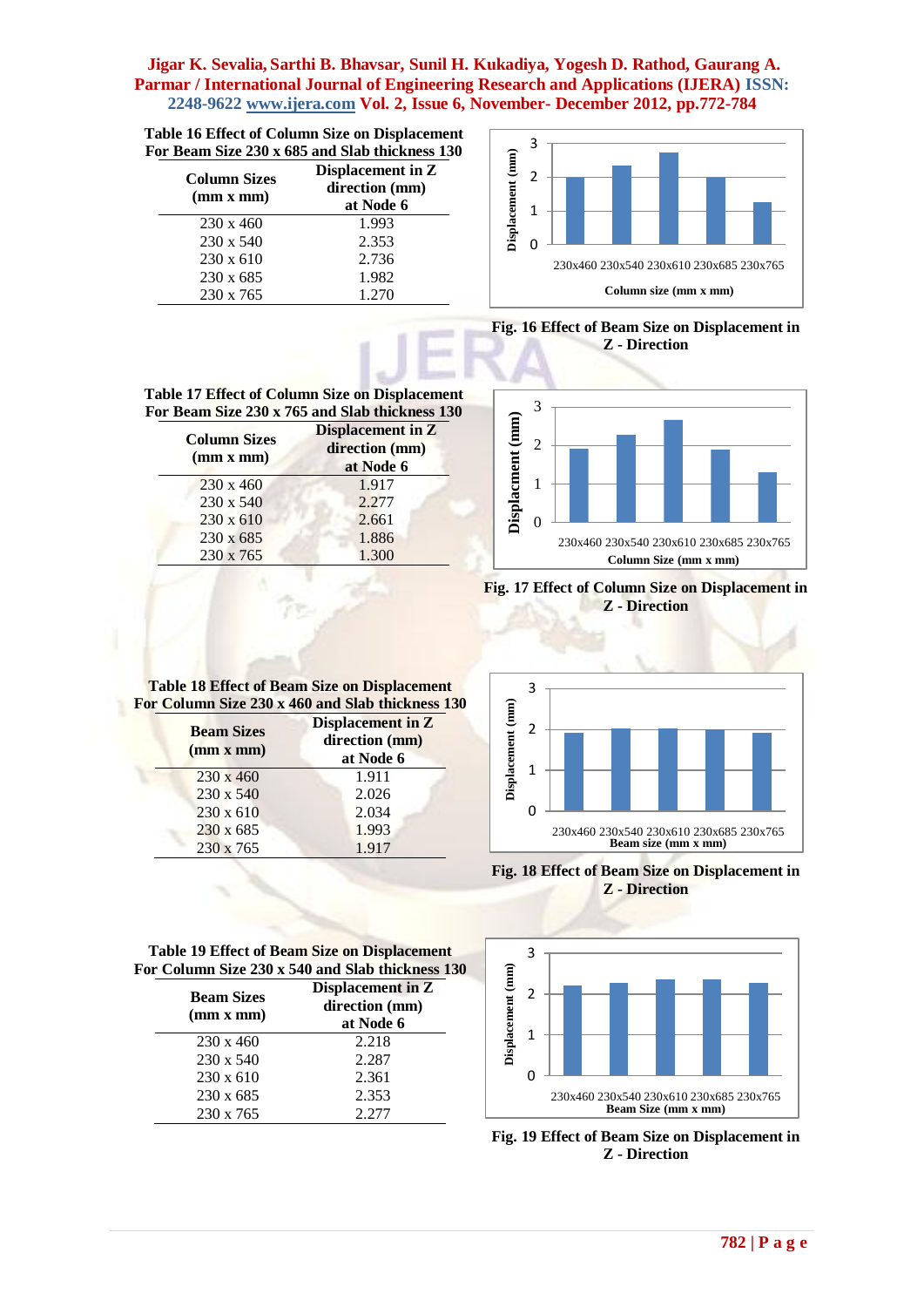**Table 16 Effect of Column Size on Displacement For Beam Size 230 x 685 and Slab thickness 130**

| Column Sizes (mm x mm) | Displacement in Z direction (mm) at Node 6 |
|---|---|
| 230 x 460 | 1.993 |
| 230 x 540 | 2.353 |
| 230 x 610 | 2.736 |
| 230 x 685 | 1.982 |
| 230 x 765 | 1.270 |

**Fig. 16 Effect of Beam Size on Displacement in Z - Direction**

**Table 17 Effect of Column Size on Displacement For Beam Size 230 x 765 and Slab thickness 130**

| Column Sizes (mm x mm) | Displacement in Z direction (mm) at Node 6 |
|---|---|
| 230 x 460 | 1.917 |
| 230 x 540 | 2.277 |
| 230 x 610 | 2.661 |
| 230 x 685 | 1.886 |
| 230 x 765 | 1.300 |

**Fig. 17 Effect of Column Size on Displacement in Z - Direction**

**Table 18 Effect of Beam Size on Displacement For Column Size 230 x 460 and Slab thickness 130**

| Beam Sizes (mm x mm) | Displacement in Z direction (mm) at Node 6 |
|---|---|
| 230 x 460 | 1.911 |
| 230 x 540 | 2.026 |
| 230 x 610 | 2.034 |
| 230 x 685 | 1.993 |
| 230 x 765 | 1.917 |

**Fig. 18 Effect of Beam Size on Displacement in Z - Direction**

**Table 19 Effect of Beam Size on Displacement For Column Size 230 x 540 and Slab thickness 130**

| Beam Sizes (mm x mm) | Displacement in Z direction (mm) at Node 6 |
|---|---|
| 230 x 460 | 2.218 |
| 230 x 540 | 2.287 |
| 230 x 610 | 2.361 |
| 230 x 685 | 2.353 |
| 230 x 765 | 2.277 |

**Fig. 19 Effect of Beam Size on Displacement in Z - Direction**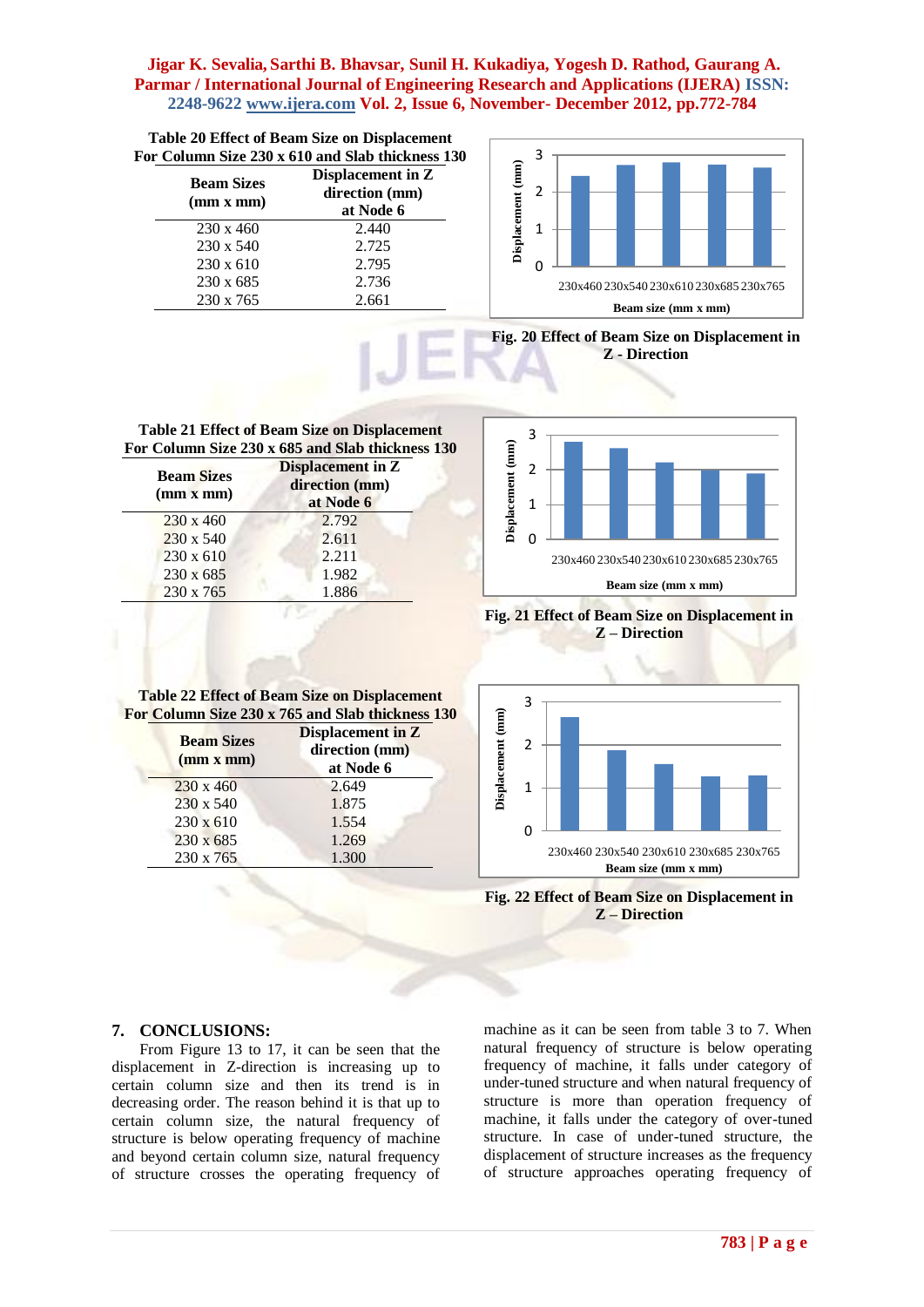Table 20 Effect of Beam Size on Displacement For Column Size 230 x 610 and Slab thickness 130

| Beam Sizes (mm x mm) | Displacement in Z direction (mm) at Node 6 |
|---|---|
| 230 x 460 | 2.440 |
| 230 x 540 | 2.725 |
| 230 x 610 | 2.795 |
| 230 x 685 | 2.736 |
| 230 x 765 | 2.661 |

**Fig. 20 Effect of Beam Size on Displacement in Z - Direction**

Table 21 Effect of Beam Size on Displacement For Column Size 230 x 685 and Slab thickness 130

| Beam Sizes (mm x mm) | Displacement in Z direction (mm) at Node 6 |
|---|---|
| 230 x 460 | 2.792 |
| 230 x 540 | 2.611 |
| 230 x 610 | 2.211 |
| 230 x 685 | 1.982 |
| 230 x 765 | 1.886 |

**Fig. 21 Effect of Beam Size on Displacement in Z – Direction**

Table 22 Effect of Beam Size on Displacement For Column Size 230 x 765 and Slab thickness 130

| Beam Sizes (mm x mm) | Displacement in Z direction (mm) at Node 6 |
|---|---|
| 230 x 460 | 2.649 |
| 230 x 540 | 1.875 |
| 230 x 610 | 1.554 |
| 230 x 685 | 1.269 |
| 230 x 765 | 1.300 |

**Fig. 22 Effect of Beam Size on Displacement in Z – Direction**

## 7. CONCLUSIONS:

From Figure 13 to 17, it can be seen that the displacement in Z-direction is increasing up to certain column size and then its trend is in decreasing order. The reason behind it is that up to certain column size, the natural frequency of structure is below operating frequency of machine and beyond certain column size, natural frequency of structure crosses the operating frequency of machine as it can be seen from table 3 to 7. When natural frequency of structure is below operating frequency of machine, it falls under category of under-tuned structure and when natural frequency of structure is more than operation frequency of machine, it falls under the category of over-tuned structure. In case of under-tuned structure, the displacement of structure increases as the frequency of structure approaches operating frequency of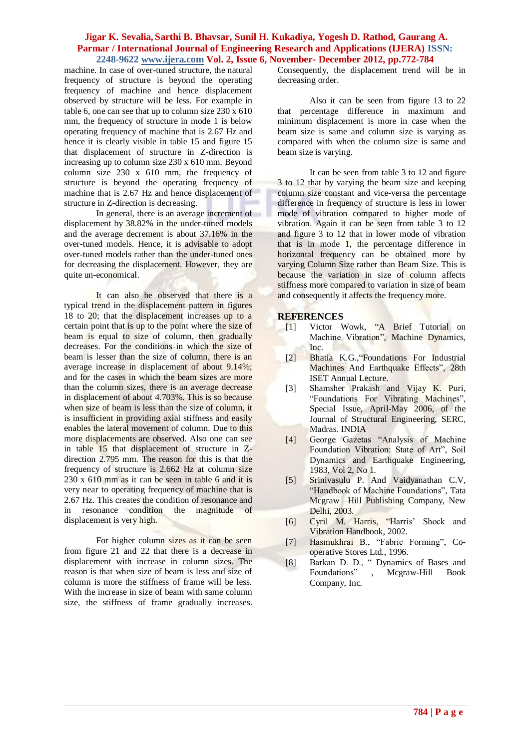machine. In case of over-tuned structure, the natural frequency of structure is beyond the operating frequency of machine and hence displacement observed by structure will be less. For example in table 6, one can see that up to column size 230 x 610 mm, the frequency of structure in mode 1 is below operating frequency of machine that is 2.67 Hz and hence it is clearly visible in table 15 and figure 15 that displacement of structure in Z-direction is increasing up to column size 230 x 610 mm. Beyond column size 230 x 610 mm, the frequency of structure is beyond the operating frequency of machine that is 2.67 Hz and hence displacement of structure in Z-direction is decreasing.

In general, there is an average increment of displacement by 38.82% in the under-tuned models and the average decrement is about 37.16% in the over-tuned models. Hence, it is advisable to adopt over-tuned models rather than the under-tuned ones for decreasing the displacement. However, they are quite un-economical.

It can also be observed that there is a typical trend in the displacement pattern in figures 18 to 20; that the displacement increases up to a certain point that is up to the point where the size of beam is equal to size of column, then gradually decreases. For the conditions in which the size of beam is lesser than the size of column, there is an average increase in displacement of about 9.14%; and for the cases in which the beam sizes are more than the column sizes, there is an average decrease in displacement of about 4.703%. This is so because when size of beam is less than the size of column, it is insufficient in providing axial stiffness and easily enables the lateral movement of column. Due to this more displacements are observed. Also one can see in table 15 that displacement of structure in Z-direction 2.795 mm. The reason for this is that the frequency of structure is 2.662 Hz at column size 230 x 610 mm as it can be seen in table 6 and it is very near to operating frequency of machine that is 2.67 Hz. This creates the condition of resonance and in resonance condition the magnitude of displacement is very high.

For higher column sizes as it can be seen from figure 21 and 22 that there is a decrease in displacement with increase in column sizes. The reason is that when size of beam is less and size of column is more the stiffness of frame will be less. With the increase in size of beam with same column size, the stiffness of frame gradually increases. Consequently, the displacement trend will be in decreasing order.

Also it can be seen from figure 13 to 22 that percentage difference in maximum and minimum displacement is more in case when the beam size is same and column size is varying as compared with when the column size is same and beam size is varying.

It can be seen from table 3 to 12 and figure 3 to 12 that by varying the beam size and keeping column size constant and vice-versa the percentage difference in frequency of structure is less in lower mode of vibration compared to higher mode of vibration. Again it can be seen from table 3 to 12 and figure 3 to 12 that in lower mode of vibration that is in mode 1, the percentage difference in horizontal frequency can be obtained more by varying Column Size rather than Beam Size. This is because the variation in size of column affects stiffness more compared to variation in size of beam and consequently it affects the frequency more.

## REFERENCES

[1] Victor Wowk, "A Brief Tutorial on Machine Vibration", Machine Dynamics, Inc.

[2] Bhatia K.G.,"Foundations For Industrial Machines And Earthquake Effects", 28th ISET Annual Lecture.

[3] Shamsher Prakash and Vijay K. Puri, "Foundations For Vibrating Machines", Special Issue, April-May 2006, of the Journal of Structural Engineering, SERC, Madras. INDIA

[4] George Gazetas "Analysis of Machine Foundation Vibration: State of Art", Soil Dynamics and Earthquake Engineering, 1983, Vol 2, No 1.

[5] Srinivasulu P. And Vaidyanathan C.V, "Handbook of Machine Foundations", Tata Mcgraw –Hill Publishing Company, New Delhi, 2003.

[6] Cyril M. Harris, "Harris' Shock and Vibration Handbook, 2002.

[7] Hasmukhrai B., "Fabric Forming", Co-operative Stores Ltd., 1996.

[8] Barkan D. D., " Dynamics of Bases and Foundations" , Mcgraw-Hill Book Company, Inc.